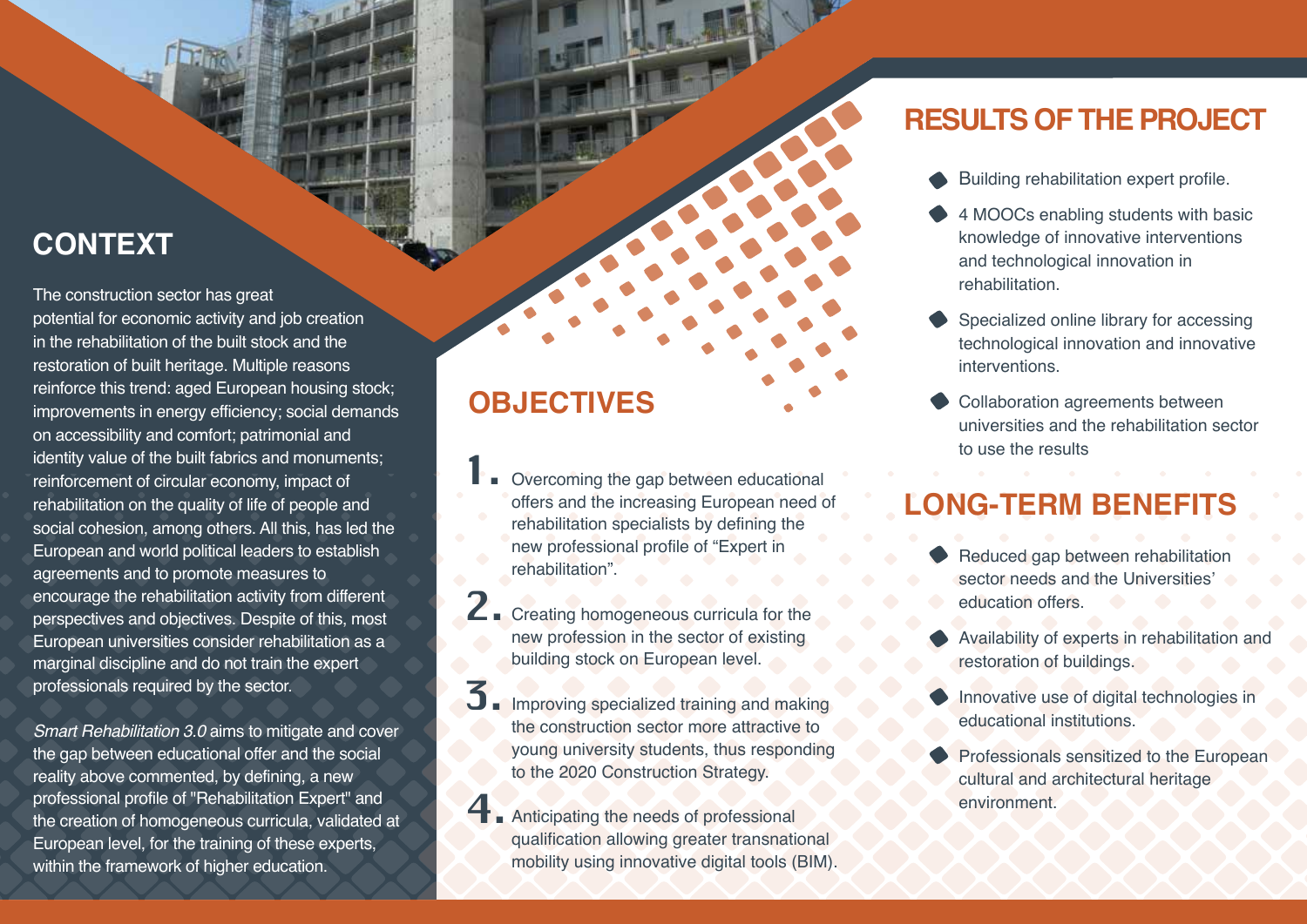## CONTEXT

The construction sector has great potential for economic activity and job creation in the rehabilitation of the built stock and the restoration of built heritage. Multiple reasons reinforce this trend: aged European housing stock; improvements in energy efficiency; social demands on accessibility and comfort; patrimonial and identity value of the built fabrics and monuments; reinforcement of circular economy, impact of rehabilitation on the quality of life of people and social cohesion, among others. All this, has led the European and world political leaders to establish agreements and to promote measures to encourage the rehabilitation activity from different perspectives and objectives. Despite of this, most European universities consider rehabilitation as a marginal discipline and do not train the expert professionals required by the sector.

*Smart Rehabilitation 3.0* aims to mitigate and cover the gap between educational offer and the social reality above commented, by defining, a new professional profile of "Rehabilitation Expert" and the creation of homogeneous curricula, validated at European level, for the training of these experts, within the framework of higher education.

## OBJECTIVES

1. Overcoming the gap between educational offers and the increasing European need of rehabilitation specialists by defining the new professional profile of "Expert in rehabilitation".
2. Creating homogeneous curricula for the new profession in the sector of existing building stock on European level.
3. Improving specialized training and making the construction sector more attractive to young university students, thus responding to the 2020 Construction Strategy.
4. Anticipating the needs of professional qualification allowing greater transnational mobility using innovative digital tools (BIM).

## RESULTS OF THE PROJECT

- Building rehabilitation expert profile.
- 4 MOOCs enabling students with basic knowledge of innovative interventions and technological innovation in rehabilitation.
- Specialized online library for accessing technological innovation and innovative interventions.
- Collaboration agreements between universities and the rehabilitation sector to use the results

## LONG-TERM BENEFITS

- Reduced gap between rehabilitation sector needs and the Universities' education offers.
- Availability of experts in rehabilitation and restoration of buildings.
- Innovative use of digital technologies in educational institutions.
- Professionals sensitized to the European cultural and architectural heritage environment.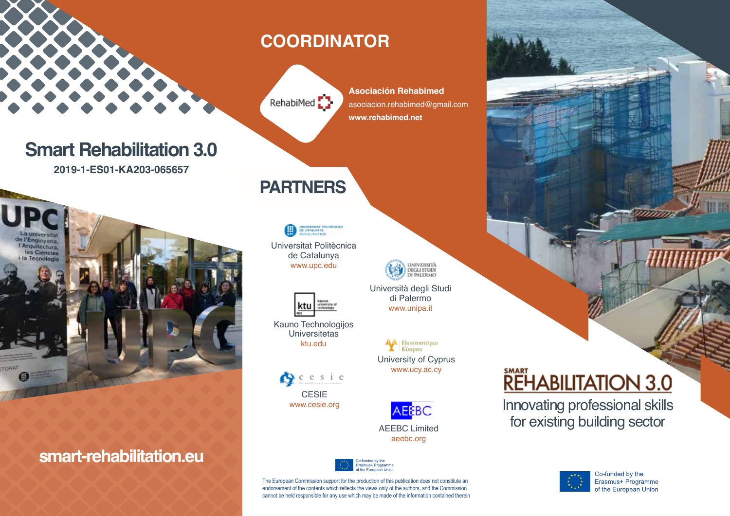# Smart Rehabilitation 3.0

**2019-1-ES01-KA203-065657**

**smart-rehabilitation.eu**

## COORDINATOR

**Asociación Rehabimed**
asociacion.rehabimed@gmail.com
**www.rehabimed.net**

## PARTNERS

Universitat Politècnica de Catalunya
www.upc.edu

Università degli Studi di Palermo
www.unipa.it

Kauno Technologijos Universitetas
ktu.edu

University of Cyprus
www.ucy.ac.cy

CESIE
www.cesie.org

AEEBC Limited
aeebc.org

Co-funded by the Erasmus+ Programme of the European Union

The European Commission support for the production of this publication does not constitute an endorsement of the contents which reflects the views only of the authors, and the Commission cannot be held responsible for any use which may be made of the information contained therein

# SMART REHABILITATION 3.0

Innovating professional skills for existing building sector

Co-funded by the Erasmus+ Programme of the European Union